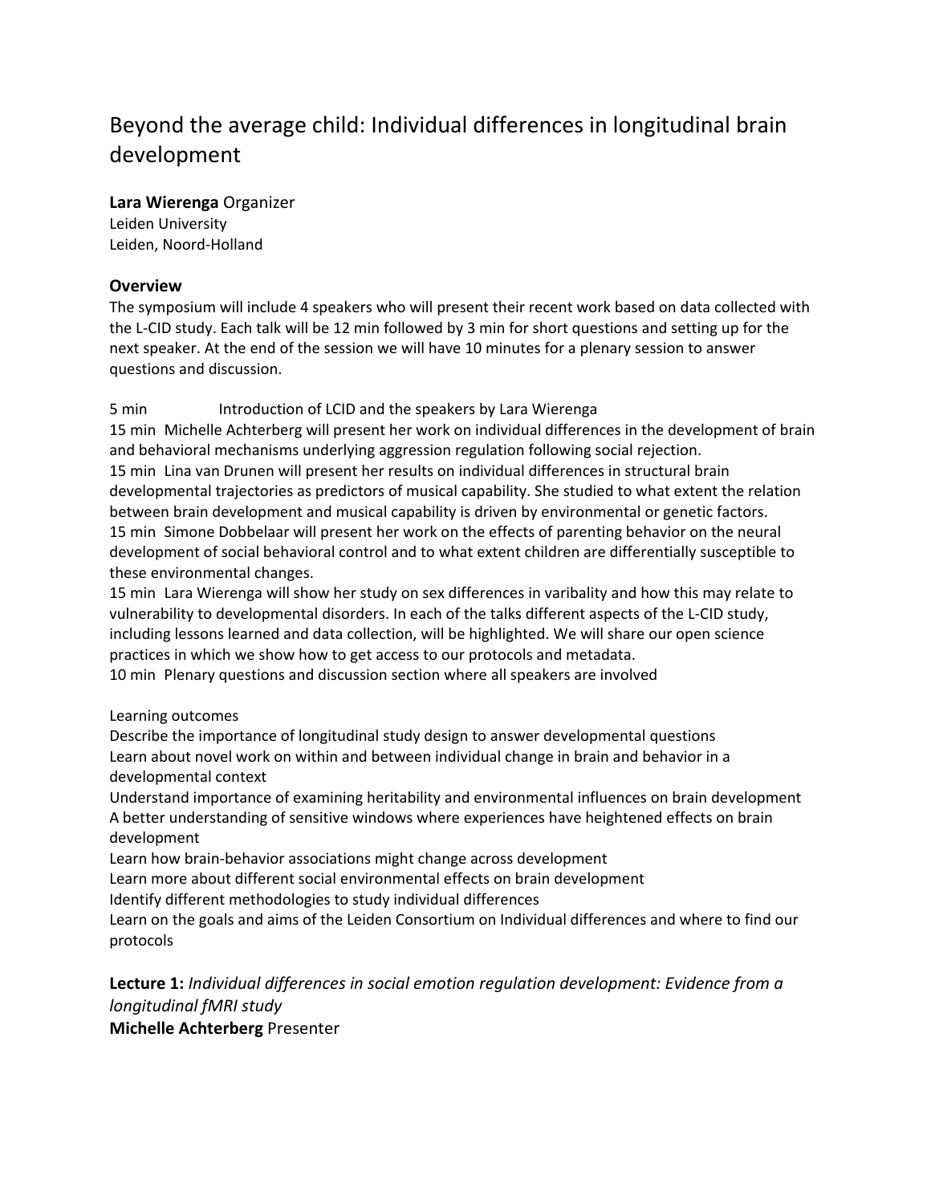# Beyond the average child: Individual differences in longitudinal brain development

**Lara Wierenga** Organizer
Leiden University
Leiden, Noord-Holland

## Overview

The symposium will include 4 speakers who will present their recent work based on data collected with the L-CID study. Each talk will be 12 min followed by 3 min for short questions and setting up for the next speaker. At the end of the session we will have 10 minutes for a plenary session to answer questions and discussion.

5 min Introduction of LCID and the speakers by Lara Wierenga
15 min Michelle Achterberg will present her work on individual differences in the development of brain and behavioral mechanisms underlying aggression regulation following social rejection.
15 min Lina van Drunen will present her results on individual differences in structural brain developmental trajectories as predictors of musical capability. She studied to what extent the relation between brain development and musical capability is driven by environmental or genetic factors.
15 min Simone Dobbelaar will present her work on the effects of parenting behavior on the neural development of social behavioral control and to what extent children are differentially susceptible to these environmental changes.
15 min Lara Wierenga will show her study on sex differences in variability and how this may relate to vulnerability to developmental disorders. In each of the talks different aspects of the L-CID study, including lessons learned and data collection, will be highlighted. We will share our open science practices in which we show how to get access to our protocols and metadata.
10 min Plenary questions and discussion section where all speakers are involved

Learning outcomes
Describe the importance of longitudinal study design to answer developmental questions
Learn about novel work on within and between individual change in brain and behavior in a developmental context
Understand importance of examining heritability and environmental influences on brain development
A better understanding of sensitive windows where experiences have heightened effects on brain development
Learn how brain-behavior associations might change across development
Learn more about different social environmental effects on brain development
Identify different methodologies to study individual differences
Learn on the goals and aims of the Leiden Consortium on Individual differences and where to find our protocols

**Lecture 1:** *Individual differences in social emotion regulation development: Evidence from a longitudinal fMRI study*
**Michelle Achterberg** Presenter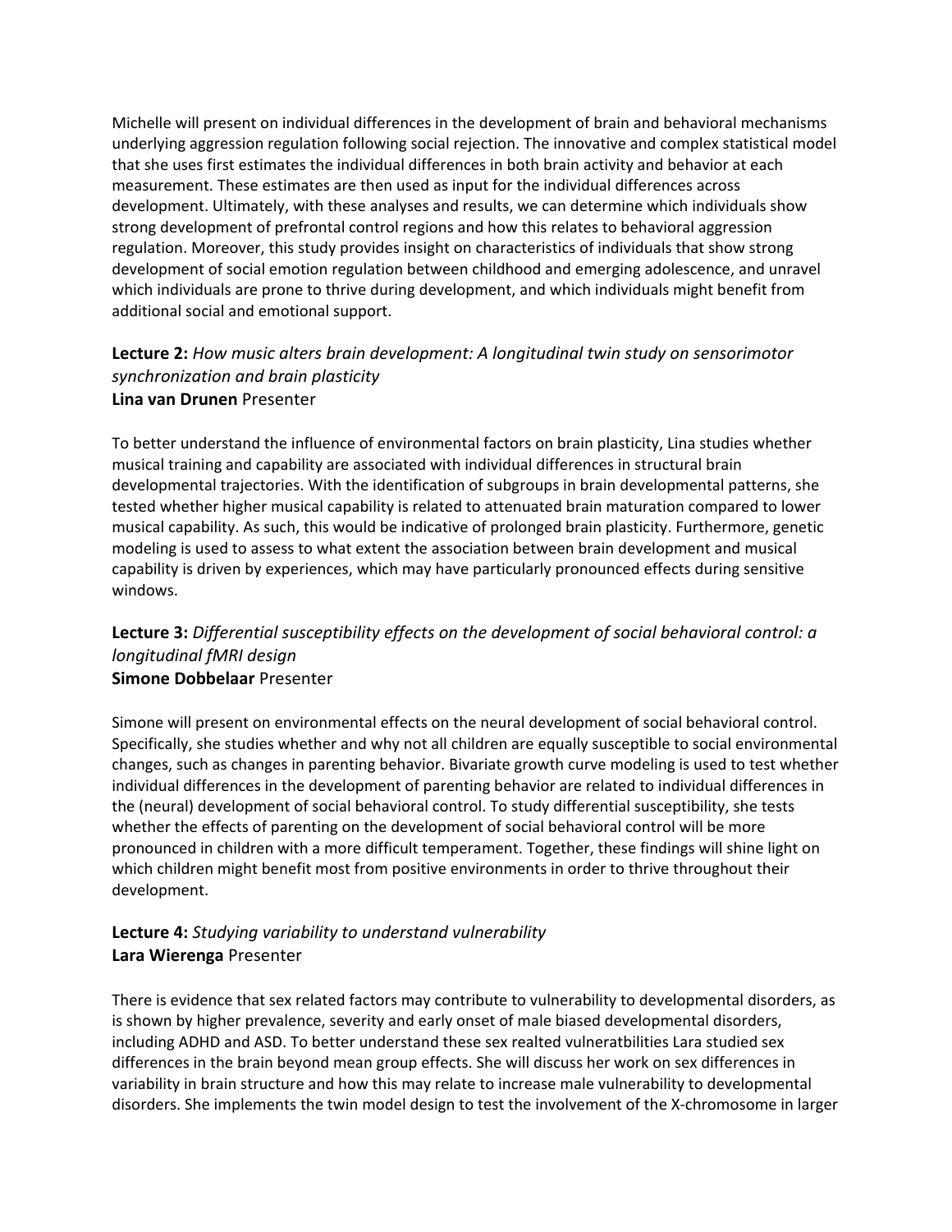Michelle will present on individual differences in the development of brain and behavioral mechanisms underlying aggression regulation following social rejection. The innovative and complex statistical model that she uses first estimates the individual differences in both brain activity and behavior at each measurement. These estimates are then used as input for the individual differences across development. Ultimately, with these analyses and results, we can determine which individuals show strong development of prefrontal control regions and how this relates to behavioral aggression regulation. Moreover, this study provides insight on characteristics of individuals that show strong development of social emotion regulation between childhood and emerging adolescence, and unravel which individuals are prone to thrive during development, and which individuals might benefit from additional social and emotional support.

### **Lecture 2:** *How music alters brain development: A longitudinal twin study on sensorimotor synchronization and brain plasticity*
**Lina van Drunen** Presenter

To better understand the influence of environmental factors on brain plasticity, Lina studies whether musical training and capability are associated with individual differences in structural brain developmental trajectories. With the identification of subgroups in brain developmental patterns, she tested whether higher musical capability is related to attenuated brain maturation compared to lower musical capability. As such, this would be indicative of prolonged brain plasticity. Furthermore, genetic modeling is used to assess to what extent the association between brain development and musical capability is driven by experiences, which may have particularly pronounced effects during sensitive windows.

### **Lecture 3:** *Differential susceptibility effects on the development of social behavioral control: a longitudinal fMRI design*
**Simone Dobbelaar** Presenter

Simone will present on environmental effects on the neural development of social behavioral control. Specifically, she studies whether and why not all children are equally susceptible to social environmental changes, such as changes in parenting behavior. Bivariate growth curve modeling is used to test whether individual differences in the development of parenting behavior are related to individual differences in the (neural) development of social behavioral control. To study differential susceptibility, she tests whether the effects of parenting on the development of social behavioral control will be more pronounced in children with a more difficult temperament. Together, these findings will shine light on which children might benefit most from positive environments in order to thrive throughout their development.

### **Lecture 4:** *Studying variability to understand vulnerability*
**Lara Wierenga** Presenter

There is evidence that sex related factors may contribute to vulnerability to developmental disorders, as is shown by higher prevalence, severity and early onset of male biased developmental disorders, including ADHD and ASD. To better understand these sex realted vulneratbilities Lara studied sex differences in the brain beyond mean group effects. She will discuss her work on sex differences in variability in brain structure and how this may relate to increase male vulnerability to developmental disorders. She implements the twin model design to test the involvement of the X-chromosome in larger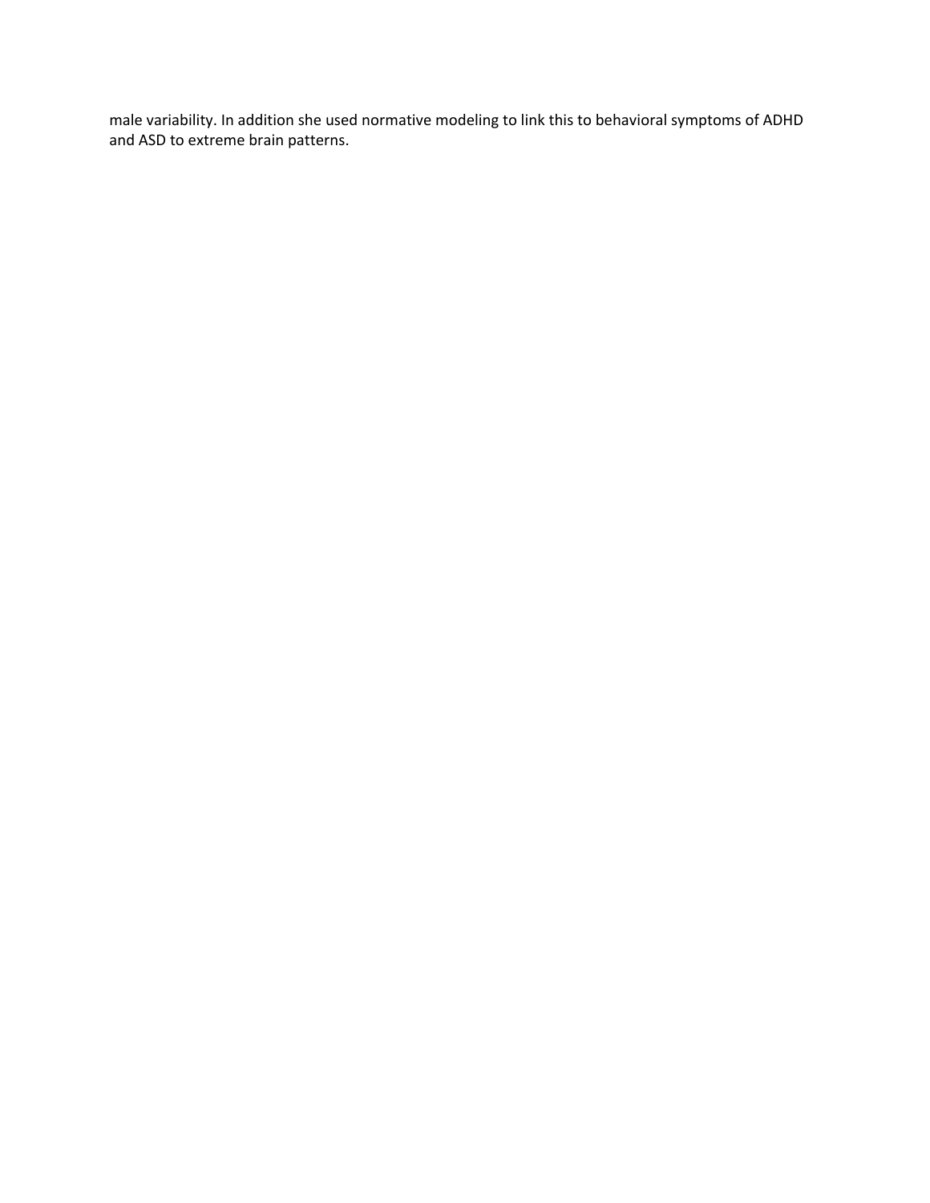male variability. In addition she used normative modeling to link this to behavioral symptoms of ADHD and ASD to extreme brain patterns.